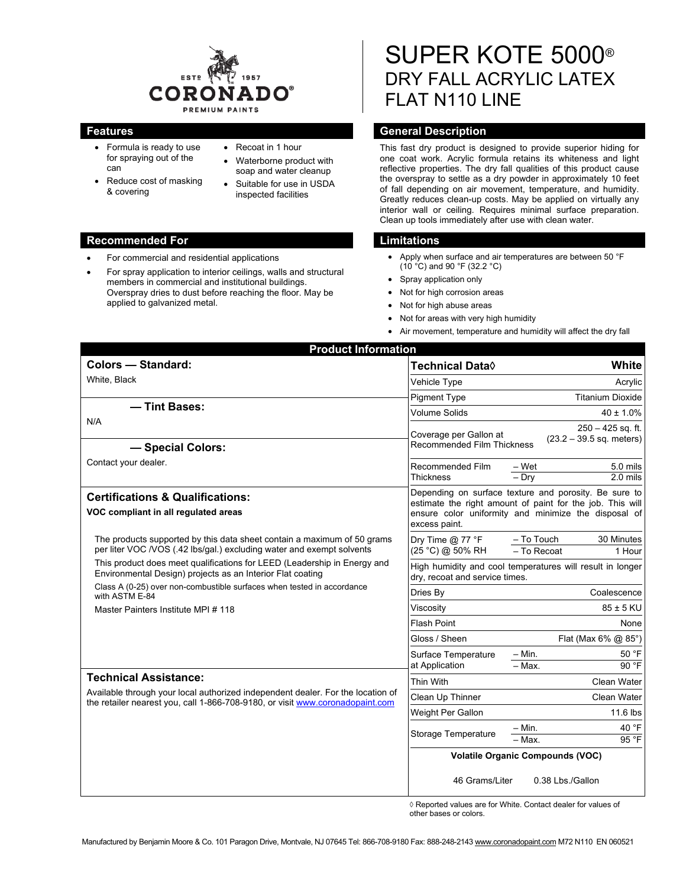# SUPER KOTE 5000®
## DRY FALL ACRYLIC LATEX FLAT N110 LINE

CORONADO® PREMIUM PAINTS — ESTD 1957

## Features

- Formula is ready to use for spraying out of the can
- Reduce cost of masking & covering
- Recoat in 1 hour
- Waterborne product with soap and water cleanup
- Suitable for use in USDA inspected facilities

## General Description

This fast dry product is designed to provide superior hiding for one coat work. Acrylic formula retains its whiteness and light reflective properties. The dry fall qualities of this product cause the overspray to settle as a dry powder in approximately 10 feet of fall depending on air movement, temperature, and humidity. Greatly reduces clean-up costs. May be applied on virtually any interior wall or ceiling. Requires minimal surface preparation. Clean up tools immediately after use with clean water.

## Recommended For

- For commercial and residential applications
- For spray application to interior ceilings, walls and structural members in commercial and institutional buildings. Overspray dries to dust before reaching the floor. May be applied to galvanized metal.

## Limitations

- Apply when surface and air temperatures are between 50 °F (10 °C) and 90 °F (32.2 °C)
- Spray application only
- Not for high corrosion areas
- Not for high abuse areas
- Not for areas with very high humidity
- Air movement, temperature and humidity will affect the dry fall

## Product Information

### Colors — Standard:

White, Black

### — Tint Bases:

N/A

### — Special Colors:

Contact your dealer.

### Certifications & Qualifications:

**VOC compliant in all regulated areas**

The products supported by this data sheet contain a maximum of 50 grams per liter VOC /VOS (.42 lbs/gal.) excluding water and exempt solvents

This product does meet qualifications for LEED (Leadership in Energy and Environmental Design) projects as an Interior Flat coating

Class A (0-25) over non-combustible surfaces when tested in accordance with ASTM E-84

Master Painters Institute MPI # 118

### Technical Assistance:

Available through your local authorized independent dealer. For the location of the retailer nearest you, call 1-866-708-9180, or visit www.coronadopaint.com

| Technical Data◊ | | White |
|---|---|---|
| Vehicle Type | | Acrylic |
| Pigment Type | | Titanium Dioxide |
| Volume Solids | | 40 ± 1.0% |
| Coverage per Gallon at Recommended Film Thickness | | 250 – 425 sq. ft. (23.2 – 39.5 sq. meters) |
| Recommended Film Thickness | – Wet | 5.0 mils |
| | – Dry | 2.0 mils |
| Depending on surface texture and porosity. Be sure to estimate the right amount of paint for the job. This will ensure color uniformity and minimize the disposal of excess paint. | | |
| Dry Time @ 77 °F (25 °C) @ 50% RH | – To Touch | 30 Minutes |
| | – To Recoat | 1 Hour |
| High humidity and cool temperatures will result in longer dry, recoat and service times. | | |
| Dries By | | Coalescence |
| Viscosity | | 85 ± 5 KU |
| Flash Point | | None |
| Gloss / Sheen | | Flat (Max 6% @ 85°) |
| Surface Temperature at Application | – Min. | 50 °F |
| | – Max. | 90 °F |
| Thin With | | Clean Water |
| Clean Up Thinner | | Clean Water |
| Weight Per Gallon | | 11.6 lbs |
| Storage Temperature | – Min. | 40 °F |
| | – Max. | 95 °F |
| **Volatile Organic Compounds (VOC)** | | |
| 46 Grams/Liter | 0.38 Lbs./Gallon | |

◊ Reported values are for White. Contact dealer for values of other bases or colors.

Manufactured by Benjamin Moore & Co. 101 Paragon Drive, Montvale, NJ 07645 Tel: 866-708-9180 Fax: 888-248-2143 www.coronadopaint.com M72 N110 EN 060521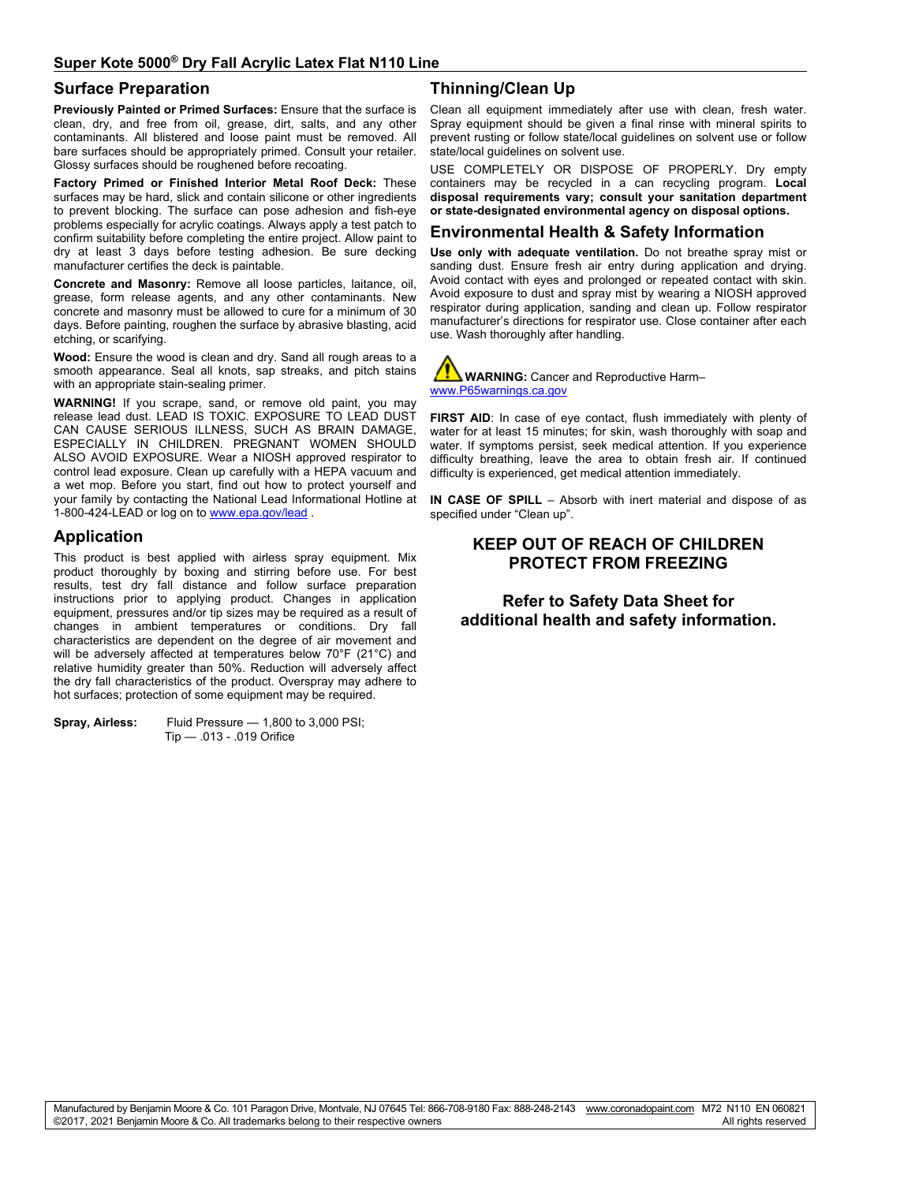# Super Kote 5000® Dry Fall Acrylic Latex Flat N110 Line

## Surface Preparation

**Previously Painted or Primed Surfaces:** Ensure that the surface is clean, dry, and free from oil, grease, dirt, salts, and any other contaminants. All blistered and loose paint must be removed. All bare surfaces should be appropriately primed. Consult your retailer. Glossy surfaces should be roughened before recoating.

**Factory Primed or Finished Interior Metal Roof Deck:** These surfaces may be hard, slick and contain silicone or other ingredients to prevent blocking. The surface can pose adhesion and fish-eye problems especially for acrylic coatings. Always apply a test patch to confirm suitability before completing the entire project. Allow paint to dry at least 3 days before testing adhesion. Be sure decking manufacturer certifies the deck is paintable.

**Concrete and Masonry:** Remove all loose particles, laitance, oil, grease, form release agents, and any other contaminants. New concrete and masonry must be allowed to cure for a minimum of 30 days. Before painting, roughen the surface by abrasive blasting, acid etching, or scarifying.

**Wood:** Ensure the wood is clean and dry. Sand all rough areas to a smooth appearance. Seal all knots, sap streaks, and pitch stains with an appropriate stain-sealing primer.

**WARNING!** If you scrape, sand, or remove old paint, you may release lead dust. LEAD IS TOXIC. EXPOSURE TO LEAD DUST CAN CAUSE SERIOUS ILLNESS, SUCH AS BRAIN DAMAGE, ESPECIALLY IN CHILDREN. PREGNANT WOMEN SHOULD ALSO AVOID EXPOSURE. Wear a NIOSH approved respirator to control lead exposure. Clean up carefully with a HEPA vacuum and a wet mop. Before you start, find out how to protect yourself and your family by contacting the National Lead Informational Hotline at 1-800-424-LEAD or log on to www.epa.gov/lead .

## Application

This product is best applied with airless spray equipment. Mix product thoroughly by boxing and stirring before use. For best results, test dry fall distance and follow surface preparation instructions prior to applying product. Changes in application equipment, pressures and/or tip sizes may be required as a result of changes in ambient temperatures or conditions. Dry fall characteristics are dependent on the degree of air movement and will be adversely affected at temperatures below 70°F (21°C) and relative humidity greater than 50%. Reduction will adversely affect the dry fall characteristics of the product. Overspray may adhere to hot surfaces; protection of some equipment may be required.

**Spray, Airless:** Fluid Pressure — 1,800 to 3,000 PSI;
Tip — .013 - .019 Orifice

## Thinning/Clean Up

Clean all equipment immediately after use with clean, fresh water. Spray equipment should be given a final rinse with mineral spirits to prevent rusting or follow state/local guidelines on solvent use or follow state/local guidelines on solvent use.

USE COMPLETELY OR DISPOSE OF PROPERLY. Dry empty containers may be recycled in a can recycling program. **Local disposal requirements vary; consult your sanitation department or state-designated environmental agency on disposal options.**

## Environmental Health & Safety Information

**Use only with adequate ventilation.** Do not breathe spray mist or sanding dust. Ensure fresh air entry during application and drying. Avoid contact with eyes and prolonged or repeated contact with skin. Avoid exposure to dust and spray mist by wearing a NIOSH approved respirator during application, sanding and clean up. Follow respirator manufacturer's directions for respirator use. Close container after each use. Wash thoroughly after handling.

**WARNING:** Cancer and Reproductive Harm– www.P65warnings.ca.gov

**FIRST AID**: In case of eye contact, flush immediately with plenty of water for at least 15 minutes; for skin, wash thoroughly with soap and water. If symptoms persist, seek medical attention. If you experience difficulty breathing, leave the area to obtain fresh air. If continued difficulty is experienced, get medical attention immediately.

**IN CASE OF SPILL** – Absorb with inert material and dispose of as specified under "Clean up".

**KEEP OUT OF REACH OF CHILDREN**
**PROTECT FROM FREEZING**

**Refer to Safety Data Sheet for additional health and safety information.**

Manufactured by Benjamin Moore & Co. 101 Paragon Drive, Montvale, NJ 07645 Tel: 866-708-9180 Fax: 888-248-2143 www.coronadopaint.com M72 N110 EN 060821
©2017, 2021 Benjamin Moore & Co. All trademarks belong to their respective owners All rights reserved